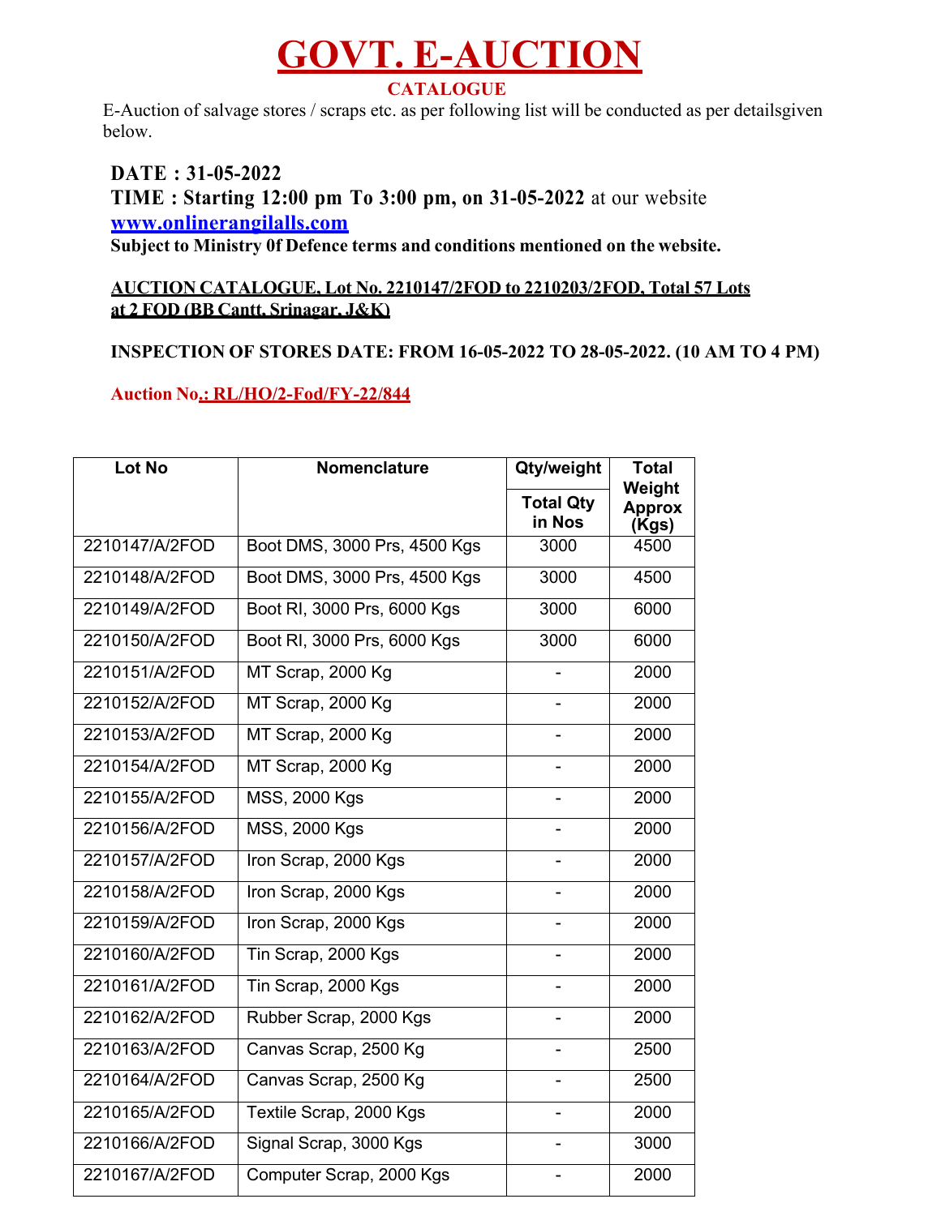# GOVT. E-AUCTION

## CATALOGUE

E-Auction of salvage stores / scraps etc. as per following list will be conducted as per detailsgiven below.

**DATE : 31-05-2022**

**TIME : Starting 12:00 pm To 3:00 pm, on 31-05-2022** at our website **www.onlinerangilalls.com**

**Subject to Ministry 0f Defence terms and conditions mentioned on the website.**

**AUCTION CATALOGUE, Lot No. 2210147/2FOD to 2210203/2FOD, Total 57 Lots at 2 FOD (BB Cantt, Srinagar, J&K)**

**INSPECTION OF STORES DATE: FROM 16-05-2022 TO 28-05-2022. (10 AM TO 4 PM)**

**Auction No.: RL/HO/2-Fod/FY-22/844**

| Lot No | Nomenclature | Qty/weight | Total Weight Approx (Kgs) |
|---|---|---|---|
| | | Total Qty in Nos | |
| 2210147/A/2FOD | Boot DMS, 3000 Prs, 4500 Kgs | 3000 | 4500 |
| 2210148/A/2FOD | Boot DMS, 3000 Prs, 4500 Kgs | 3000 | 4500 |
| 2210149/A/2FOD | Boot RI, 3000 Prs, 6000 Kgs | 3000 | 6000 |
| 2210150/A/2FOD | Boot RI, 3000 Prs, 6000 Kgs | 3000 | 6000 |
| 2210151/A/2FOD | MT Scrap, 2000 Kg | - | 2000 |
| 2210152/A/2FOD | MT Scrap, 2000 Kg | - | 2000 |
| 2210153/A/2FOD | MT Scrap, 2000 Kg | - | 2000 |
| 2210154/A/2FOD | MT Scrap, 2000 Kg | - | 2000 |
| 2210155/A/2FOD | MSS, 2000 Kgs | - | 2000 |
| 2210156/A/2FOD | MSS, 2000 Kgs | - | 2000 |
| 2210157/A/2FOD | Iron Scrap, 2000 Kgs | - | 2000 |
| 2210158/A/2FOD | Iron Scrap, 2000 Kgs | - | 2000 |
| 2210159/A/2FOD | Iron Scrap, 2000 Kgs | - | 2000 |
| 2210160/A/2FOD | Tin Scrap, 2000 Kgs | - | 2000 |
| 2210161/A/2FOD | Tin Scrap, 2000 Kgs | - | 2000 |
| 2210162/A/2FOD | Rubber Scrap, 2000 Kgs | - | 2000 |
| 2210163/A/2FOD | Canvas Scrap, 2500 Kg | - | 2500 |
| 2210164/A/2FOD | Canvas Scrap, 2500 Kg | - | 2500 |
| 2210165/A/2FOD | Textile Scrap, 2000 Kgs | - | 2000 |
| 2210166/A/2FOD | Signal Scrap, 3000 Kgs | - | 3000 |
| 2210167/A/2FOD | Computer Scrap, 2000 Kgs | - | 2000 |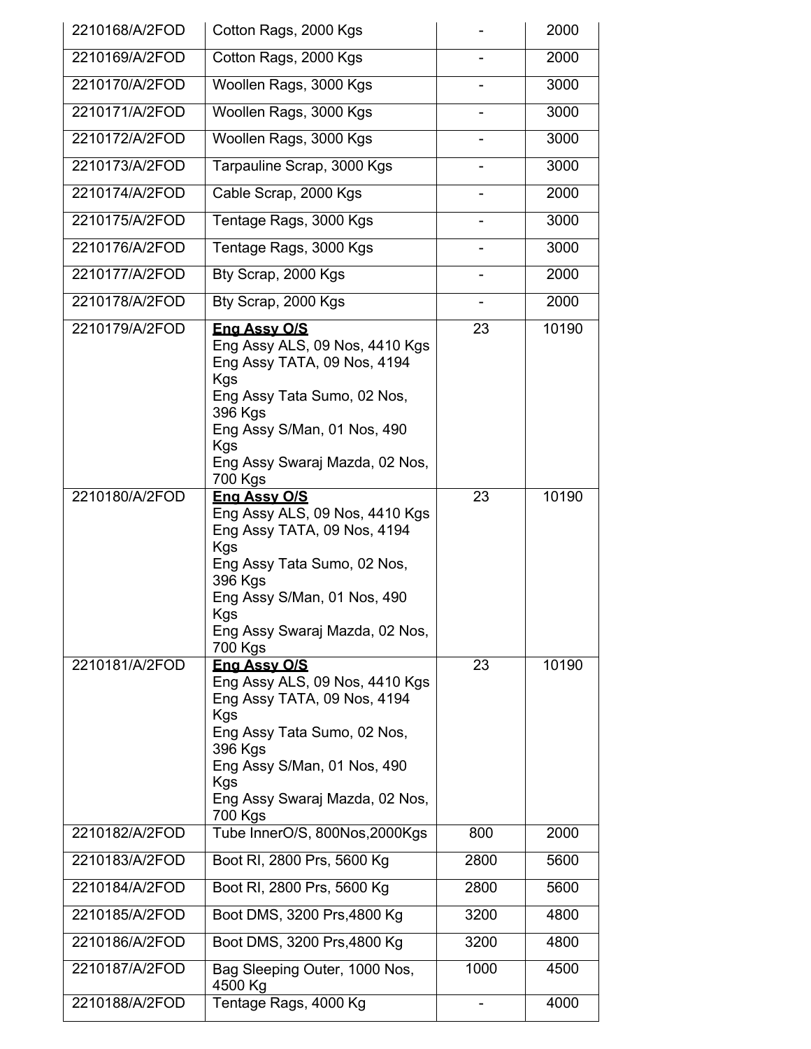| | | | |
|---|---|---|---|
| 2210168/A/2FOD | Cotton Rags, 2000 Kgs | - | 2000 |
| 2210169/A/2FOD | Cotton Rags, 2000 Kgs | - | 2000 |
| 2210170/A/2FOD | Woollen Rags, 3000 Kgs | - | 3000 |
| 2210171/A/2FOD | Woollen Rags, 3000 Kgs | - | 3000 |
| 2210172/A/2FOD | Woollen Rags, 3000 Kgs | - | 3000 |
| 2210173/A/2FOD | Tarpauline Scrap, 3000 Kgs | - | 3000 |
| 2210174/A/2FOD | Cable Scrap, 2000 Kgs | - | 2000 |
| 2210175/A/2FOD | Tentage Rags, 3000 Kgs | - | 3000 |
| 2210176/A/2FOD | Tentage Rags, 3000 Kgs | - | 3000 |
| 2210177/A/2FOD | Bty Scrap, 2000 Kgs | - | 2000 |
| 2210178/A/2FOD | Bty Scrap, 2000 Kgs | - | 2000 |
| 2210179/A/2FOD | **Eng Assy O/S**<br>Eng Assy ALS, 09 Nos, 4410 Kgs<br>Eng Assy TATA, 09 Nos, 4194 Kgs<br>Eng Assy Tata Sumo, 02 Nos, 396 Kgs<br>Eng Assy S/Man, 01 Nos, 490 Kgs<br>Eng Assy Swaraj Mazda, 02 Nos, 700 Kgs | 23 | 10190 |
| 2210180/A/2FOD | **Eng Assy O/S**<br>Eng Assy ALS, 09 Nos, 4410 Kgs<br>Eng Assy TATA, 09 Nos, 4194 Kgs<br>Eng Assy Tata Sumo, 02 Nos, 396 Kgs<br>Eng Assy S/Man, 01 Nos, 490 Kgs<br>Eng Assy Swaraj Mazda, 02 Nos, 700 Kgs | 23 | 10190 |
| 2210181/A/2FOD | **Eng Assy O/S**<br>Eng Assy ALS, 09 Nos, 4410 Kgs<br>Eng Assy TATA, 09 Nos, 4194 Kgs<br>Eng Assy Tata Sumo, 02 Nos, 396 Kgs<br>Eng Assy S/Man, 01 Nos, 490 Kgs<br>Eng Assy Swaraj Mazda, 02 Nos, 700 Kgs | 23 | 10190 |
| 2210182/A/2FOD | Tube InnerO/S, 800Nos,2000Kgs | 800 | 2000 |
| 2210183/A/2FOD | Boot RI, 2800 Prs, 5600 Kg | 2800 | 5600 |
| 2210184/A/2FOD | Boot RI, 2800 Prs, 5600 Kg | 2800 | 5600 |
| 2210185/A/2FOD | Boot DMS, 3200 Prs,4800 Kg | 3200 | 4800 |
| 2210186/A/2FOD | Boot DMS, 3200 Prs,4800 Kg | 3200 | 4800 |
| 2210187/A/2FOD | Bag Sleeping Outer, 1000 Nos, 4500 Kg | 1000 | 4500 |
| 2210188/A/2FOD | Tentage Rags, 4000 Kg | - | 4000 |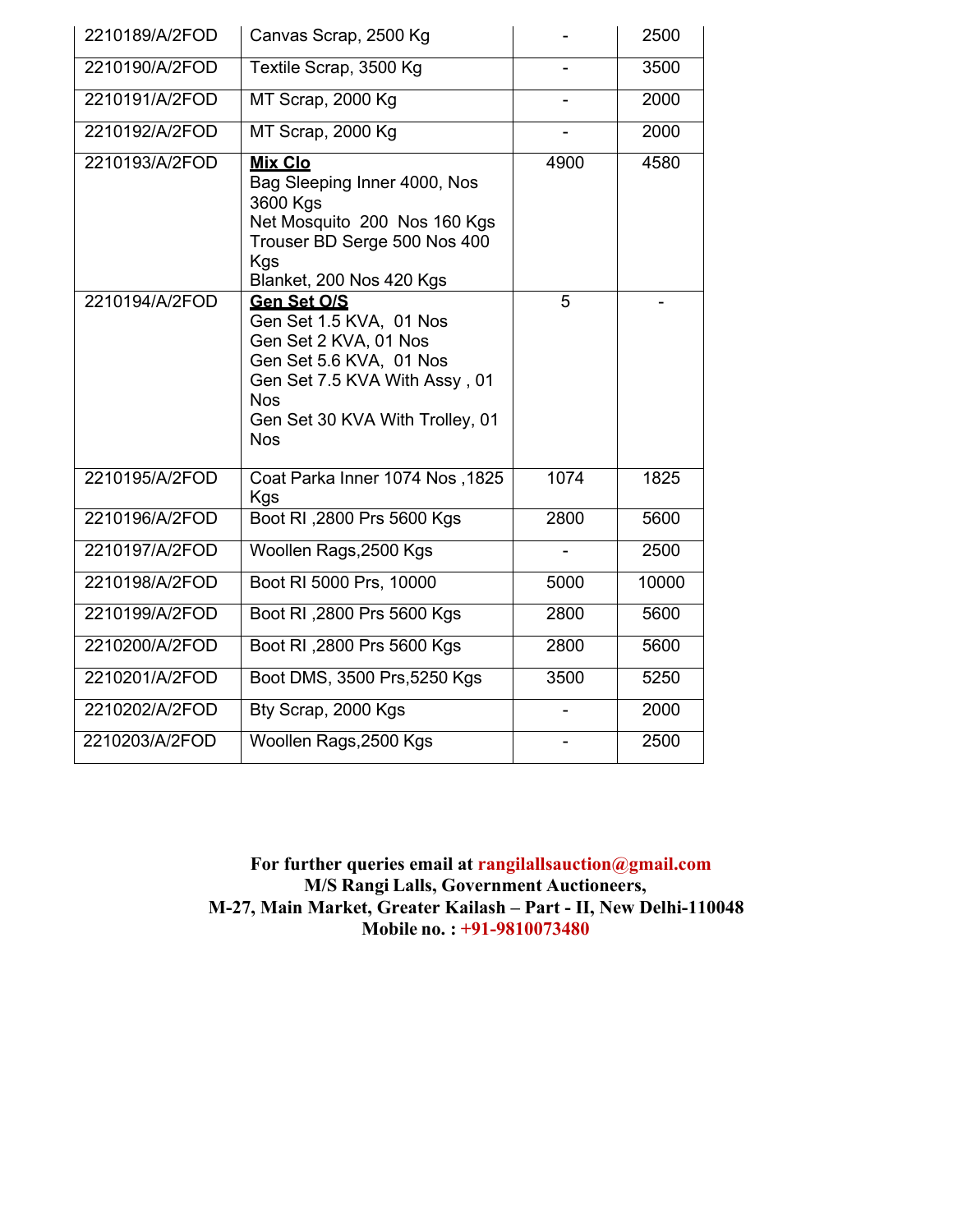| | | | |
|---|---|---|---|
| 2210189/A/2FOD | Canvas Scrap, 2500 Kg | - | 2500 |
| 2210190/A/2FOD | Textile Scrap, 3500 Kg | - | 3500 |
| 2210191/A/2FOD | MT Scrap, 2000 Kg | - | 2000 |
| 2210192/A/2FOD | MT Scrap, 2000 Kg | - | 2000 |
| 2210193/A/2FOD | **Mix Clo**<br>Bag Sleeping Inner 4000, Nos 3600 Kgs<br>Net Mosquito 200 Nos 160 Kgs<br>Trouser BD Serge 500 Nos 400 Kgs<br>Blanket, 200 Nos 420 Kgs | 4900 | 4580 |
| 2210194/A/2FOD | **Gen Set O/S**<br>Gen Set 1.5 KVA, 01 Nos<br>Gen Set 2 KVA, 01 Nos<br>Gen Set 5.6 KVA, 01 Nos<br>Gen Set 7.5 KVA With Assy , 01 Nos<br>Gen Set 30 KVA With Trolley, 01 Nos | 5 | - |
| 2210195/A/2FOD | Coat Parka Inner 1074 Nos ,1825 Kgs | 1074 | 1825 |
| 2210196/A/2FOD | Boot RI ,2800 Prs 5600 Kgs | 2800 | 5600 |
| 2210197/A/2FOD | Woollen Rags,2500 Kgs | - | 2500 |
| 2210198/A/2FOD | Boot RI 5000 Prs, 10000 | 5000 | 10000 |
| 2210199/A/2FOD | Boot RI ,2800 Prs 5600 Kgs | 2800 | 5600 |
| 2210200/A/2FOD | Boot RI ,2800 Prs 5600 Kgs | 2800 | 5600 |
| 2210201/A/2FOD | Boot DMS, 3500 Prs,5250 Kgs | 3500 | 5250 |
| 2210202/A/2FOD | Bty Scrap, 2000 Kgs | - | 2000 |
| 2210203/A/2FOD | Woollen Rags,2500 Kgs | - | 2500 |

**For further queries email at rangilallsauction@gmail.com**
**M/S Rangi Lalls, Government Auctioneers,**
**M-27, Main Market, Greater Kailash – Part - II, New Delhi-110048**
**Mobile no. : +91-9810073480**